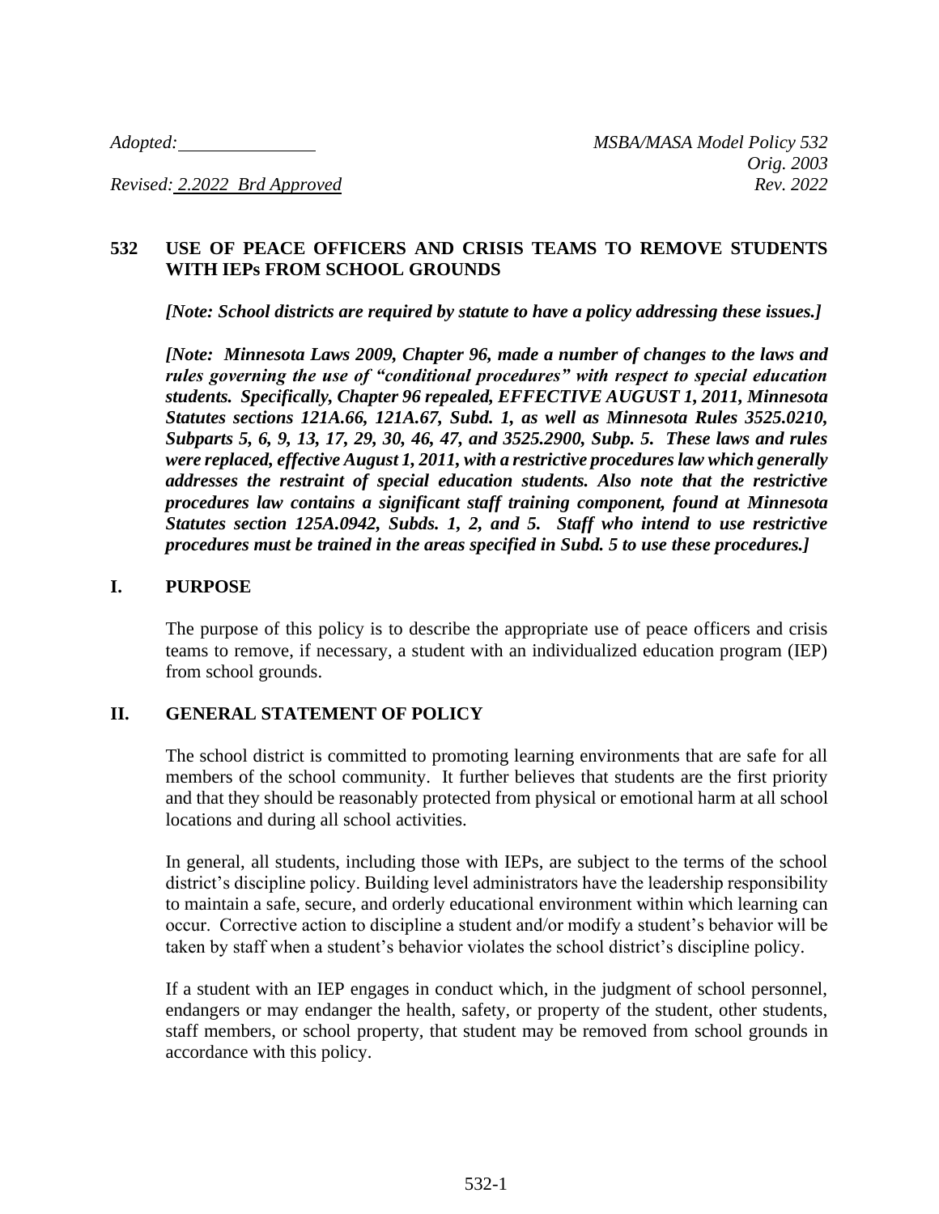*Adopted:* \_\_\_\_\_\_\_\_\_\_\_\_\_\_\_ *MSBA/MASA Model Policy 532*
*Orig. 2003*
*Revised: 2.2022 Brd Approved* *Rev. 2022*

## 532 USE OF PEACE OFFICERS AND CRISIS TEAMS TO REMOVE STUDENTS WITH IEPs FROM SCHOOL GROUNDS

***[Note: School districts are required by statute to have a policy addressing these issues.]***

***[Note: Minnesota Laws 2009, Chapter 96, made a number of changes to the laws and rules governing the use of "conditional procedures" with respect to special education students. Specifically, Chapter 96 repealed, EFFECTIVE AUGUST 1, 2011, Minnesota Statutes sections 121A.66, 121A.67, Subd. 1, as well as Minnesota Rules 3525.0210, Subparts 5, 6, 9, 13, 17, 29, 30, 46, 47, and 3525.2900, Subp. 5. These laws and rules were replaced, effective August 1, 2011, with a restrictive procedures law which generally addresses the restraint of special education students. Also note that the restrictive procedures law contains a significant staff training component, found at Minnesota Statutes section 125A.0942, Subds. 1, 2, and 5. Staff who intend to use restrictive procedures must be trained in the areas specified in Subd. 5 to use these procedures.]***

### I. PURPOSE

The purpose of this policy is to describe the appropriate use of peace officers and crisis teams to remove, if necessary, a student with an individualized education program (IEP) from school grounds.

### II. GENERAL STATEMENT OF POLICY

The school district is committed to promoting learning environments that are safe for all members of the school community. It further believes that students are the first priority and that they should be reasonably protected from physical or emotional harm at all school locations and during all school activities.

In general, all students, including those with IEPs, are subject to the terms of the school district's discipline policy. Building level administrators have the leadership responsibility to maintain a safe, secure, and orderly educational environment within which learning can occur. Corrective action to discipline a student and/or modify a student's behavior will be taken by staff when a student's behavior violates the school district's discipline policy.

If a student with an IEP engages in conduct which, in the judgment of school personnel, endangers or may endanger the health, safety, or property of the student, other students, staff members, or school property, that student may be removed from school grounds in accordance with this policy.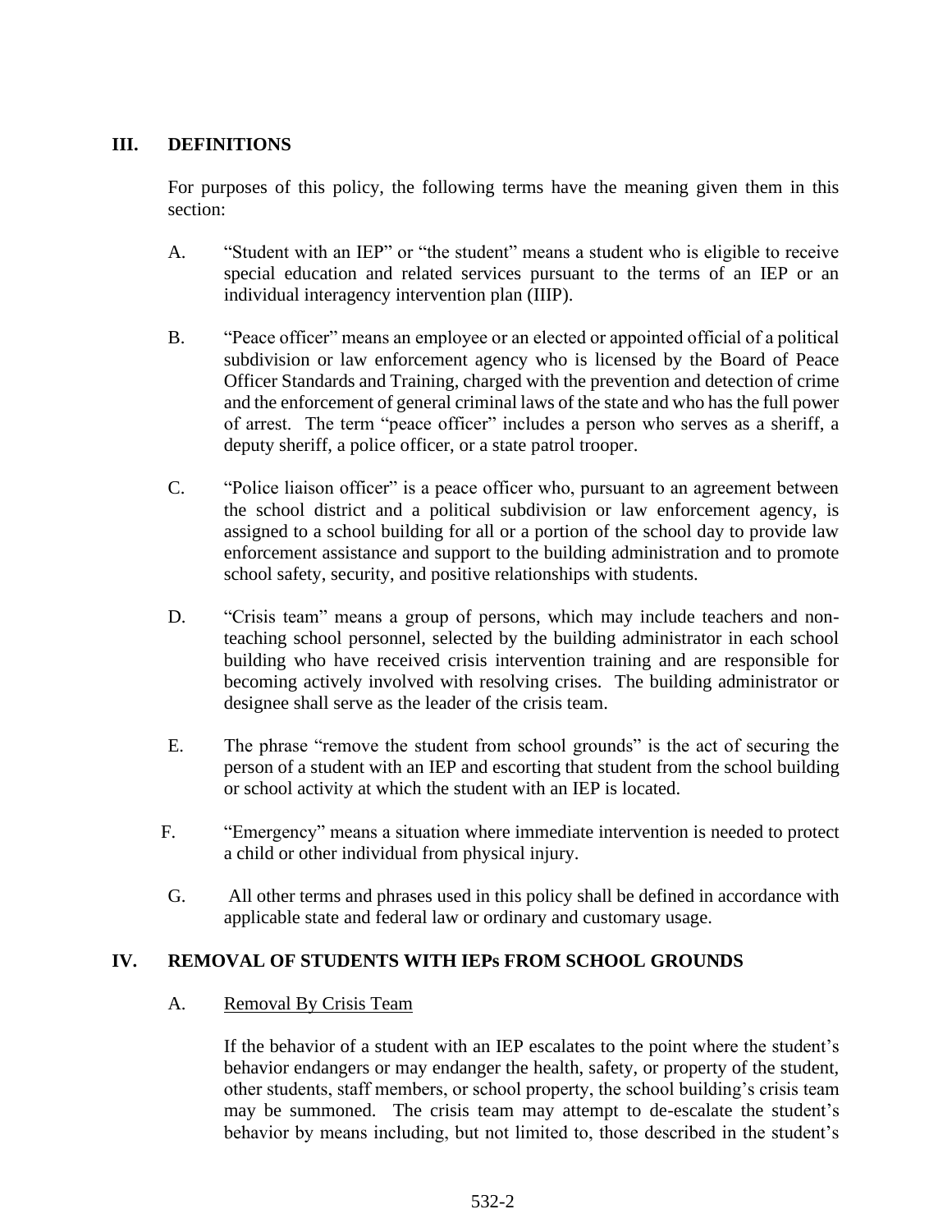## III. DEFINITIONS

For purposes of this policy, the following terms have the meaning given them in this section:

A. "Student with an IEP" or "the student" means a student who is eligible to receive special education and related services pursuant to the terms of an IEP or an individual interagency intervention plan (IIIP).

B. "Peace officer" means an employee or an elected or appointed official of a political subdivision or law enforcement agency who is licensed by the Board of Peace Officer Standards and Training, charged with the prevention and detection of crime and the enforcement of general criminal laws of the state and who has the full power of arrest. The term "peace officer" includes a person who serves as a sheriff, a deputy sheriff, a police officer, or a state patrol trooper.

C. "Police liaison officer" is a peace officer who, pursuant to an agreement between the school district and a political subdivision or law enforcement agency, is assigned to a school building for all or a portion of the school day to provide law enforcement assistance and support to the building administration and to promote school safety, security, and positive relationships with students.

D. "Crisis team" means a group of persons, which may include teachers and non-teaching school personnel, selected by the building administrator in each school building who have received crisis intervention training and are responsible for becoming actively involved with resolving crises. The building administrator or designee shall serve as the leader of the crisis team.

E. The phrase "remove the student from school grounds" is the act of securing the person of a student with an IEP and escorting that student from the school building or school activity at which the student with an IEP is located.

F. "Emergency" means a situation where immediate intervention is needed to protect a child or other individual from physical injury.

G. All other terms and phrases used in this policy shall be defined in accordance with applicable state and federal law or ordinary and customary usage.

## IV. REMOVAL OF STUDENTS WITH IEPs FROM SCHOOL GROUNDS

### A. Removal By Crisis Team

If the behavior of a student with an IEP escalates to the point where the student's behavior endangers or may endanger the health, safety, or property of the student, other students, staff members, or school property, the school building's crisis team may be summoned. The crisis team may attempt to de-escalate the student's behavior by means including, but not limited to, those described in the student's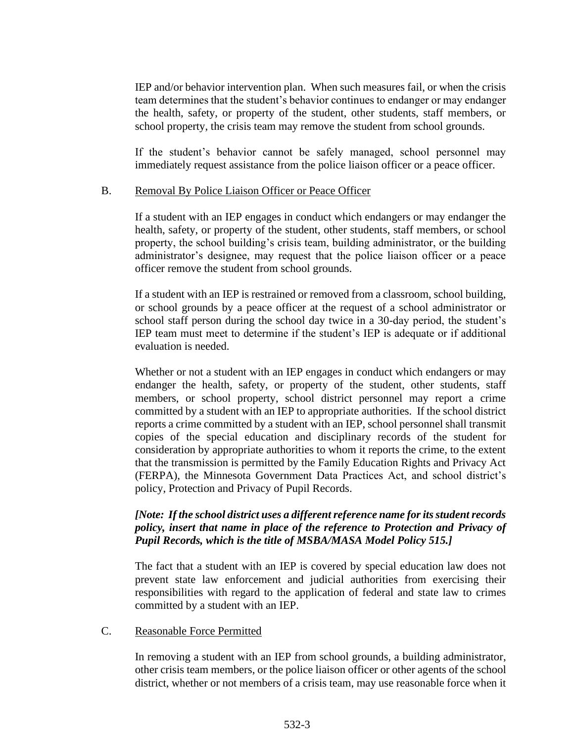IEP and/or behavior intervention plan. When such measures fail, or when the crisis team determines that the student's behavior continues to endanger or may endanger the health, safety, or property of the student, other students, staff members, or school property, the crisis team may remove the student from school grounds.

If the student's behavior cannot be safely managed, school personnel may immediately request assistance from the police liaison officer or a peace officer.

B. Removal By Police Liaison Officer or Peace Officer

If a student with an IEP engages in conduct which endangers or may endanger the health, safety, or property of the student, other students, staff members, or school property, the school building's crisis team, building administrator, or the building administrator's designee, may request that the police liaison officer or a peace officer remove the student from school grounds.

If a student with an IEP is restrained or removed from a classroom, school building, or school grounds by a peace officer at the request of a school administrator or school staff person during the school day twice in a 30-day period, the student's IEP team must meet to determine if the student's IEP is adequate or if additional evaluation is needed.

Whether or not a student with an IEP engages in conduct which endangers or may endanger the health, safety, or property of the student, other students, staff members, or school property, school district personnel may report a crime committed by a student with an IEP to appropriate authorities. If the school district reports a crime committed by a student with an IEP, school personnel shall transmit copies of the special education and disciplinary records of the student for consideration by appropriate authorities to whom it reports the crime, to the extent that the transmission is permitted by the Family Education Rights and Privacy Act (FERPA), the Minnesota Government Data Practices Act, and school district's policy, Protection and Privacy of Pupil Records.

***[Note: If the school district uses a different reference name for its student records policy, insert that name in place of the reference to Protection and Privacy of Pupil Records, which is the title of MSBA/MASA Model Policy 515.]***

The fact that a student with an IEP is covered by special education law does not prevent state law enforcement and judicial authorities from exercising their responsibilities with regard to the application of federal and state law to crimes committed by a student with an IEP.

C. Reasonable Force Permitted

In removing a student with an IEP from school grounds, a building administrator, other crisis team members, or the police liaison officer or other agents of the school district, whether or not members of a crisis team, may use reasonable force when it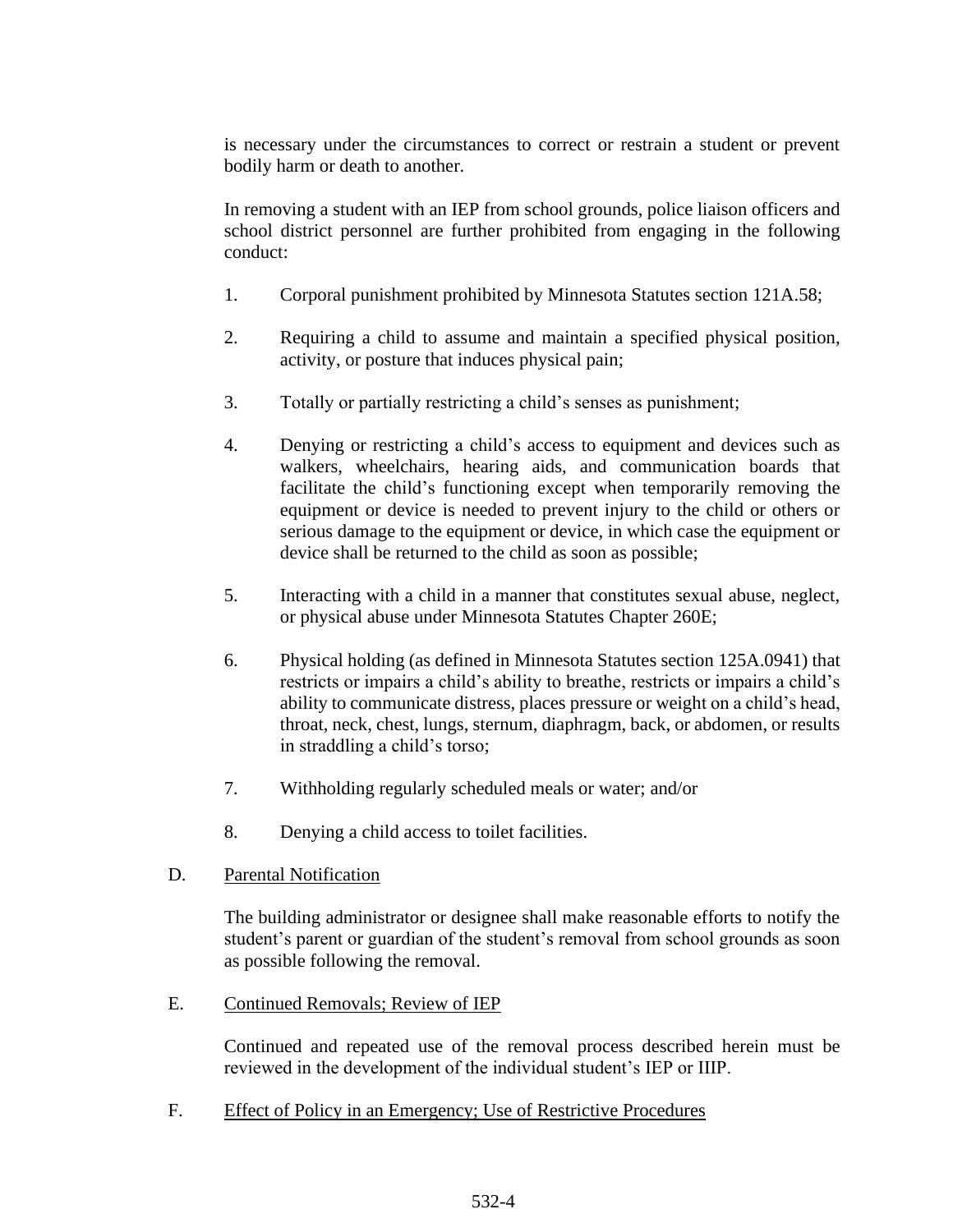is necessary under the circumstances to correct or restrain a student or prevent bodily harm or death to another.

In removing a student with an IEP from school grounds, police liaison officers and school district personnel are further prohibited from engaging in the following conduct:

1. Corporal punishment prohibited by Minnesota Statutes section 121A.58;
2. Requiring a child to assume and maintain a specified physical position, activity, or posture that induces physical pain;
3. Totally or partially restricting a child's senses as punishment;
4. Denying or restricting a child's access to equipment and devices such as walkers, wheelchairs, hearing aids, and communication boards that facilitate the child's functioning except when temporarily removing the equipment or device is needed to prevent injury to the child or others or serious damage to the equipment or device, in which case the equipment or device shall be returned to the child as soon as possible;
5. Interacting with a child in a manner that constitutes sexual abuse, neglect, or physical abuse under Minnesota Statutes Chapter 260E;
6. Physical holding (as defined in Minnesota Statutes section 125A.0941) that restricts or impairs a child's ability to breathe, restricts or impairs a child's ability to communicate distress, places pressure or weight on a child's head, throat, neck, chest, lungs, sternum, diaphragm, back, or abdomen, or results in straddling a child's torso;
7. Withholding regularly scheduled meals or water; and/or
8. Denying a child access to toilet facilities.

D. Parental Notification

The building administrator or designee shall make reasonable efforts to notify the student's parent or guardian of the student's removal from school grounds as soon as possible following the removal.

E. Continued Removals; Review of IEP

Continued and repeated use of the removal process described herein must be reviewed in the development of the individual student's IEP or IIIP.

F. Effect of Policy in an Emergency; Use of Restrictive Procedures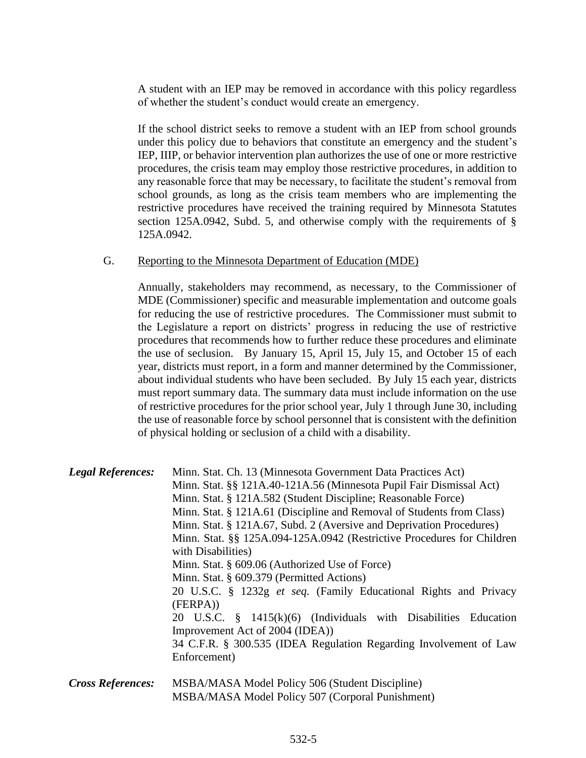A student with an IEP may be removed in accordance with this policy regardless of whether the student's conduct would create an emergency.

If the school district seeks to remove a student with an IEP from school grounds under this policy due to behaviors that constitute an emergency and the student's IEP, IIIP, or behavior intervention plan authorizes the use of one or more restrictive procedures, the crisis team may employ those restrictive procedures, in addition to any reasonable force that may be necessary, to facilitate the student's removal from school grounds, as long as the crisis team members who are implementing the restrictive procedures have received the training required by Minnesota Statutes section 125A.0942, Subd. 5, and otherwise comply with the requirements of § 125A.0942.

G. <u>Reporting to the Minnesota Department of Education (MDE)</u>

Annually, stakeholders may recommend, as necessary, to the Commissioner of MDE (Commissioner) specific and measurable implementation and outcome goals for reducing the use of restrictive procedures. The Commissioner must submit to the Legislature a report on districts' progress in reducing the use of restrictive procedures that recommends how to further reduce these procedures and eliminate the use of seclusion. By January 15, April 15, July 15, and October 15 of each year, districts must report, in a form and manner determined by the Commissioner, about individual students who have been secluded. By July 15 each year, districts must report summary data. The summary data must include information on the use of restrictive procedures for the prior school year, July 1 through June 30, including the use of reasonable force by school personnel that is consistent with the definition of physical holding or seclusion of a child with a disability.

***Legal References:***
Minn. Stat. Ch. 13 (Minnesota Government Data Practices Act)
Minn. Stat. §§ 121A.40-121A.56 (Minnesota Pupil Fair Dismissal Act)
Minn. Stat. § 121A.582 (Student Discipline; Reasonable Force)
Minn. Stat. § 121A.61 (Discipline and Removal of Students from Class)
Minn. Stat. § 121A.67, Subd. 2 (Aversive and Deprivation Procedures)
Minn. Stat. §§ 125A.094-125A.0942 (Restrictive Procedures for Children with Disabilities)
Minn. Stat. § 609.06 (Authorized Use of Force)
Minn. Stat. § 609.379 (Permitted Actions)
20 U.S.C. § 1232g *et seq.* (Family Educational Rights and Privacy (FERPA))
20 U.S.C. § 1415(k)(6) (Individuals with Disabilities Education Improvement Act of 2004 (IDEA))
34 C.F.R. § 300.535 (IDEA Regulation Regarding Involvement of Law Enforcement)

***Cross References:***
MSBA/MASA Model Policy 506 (Student Discipline)
MSBA/MASA Model Policy 507 (Corporal Punishment)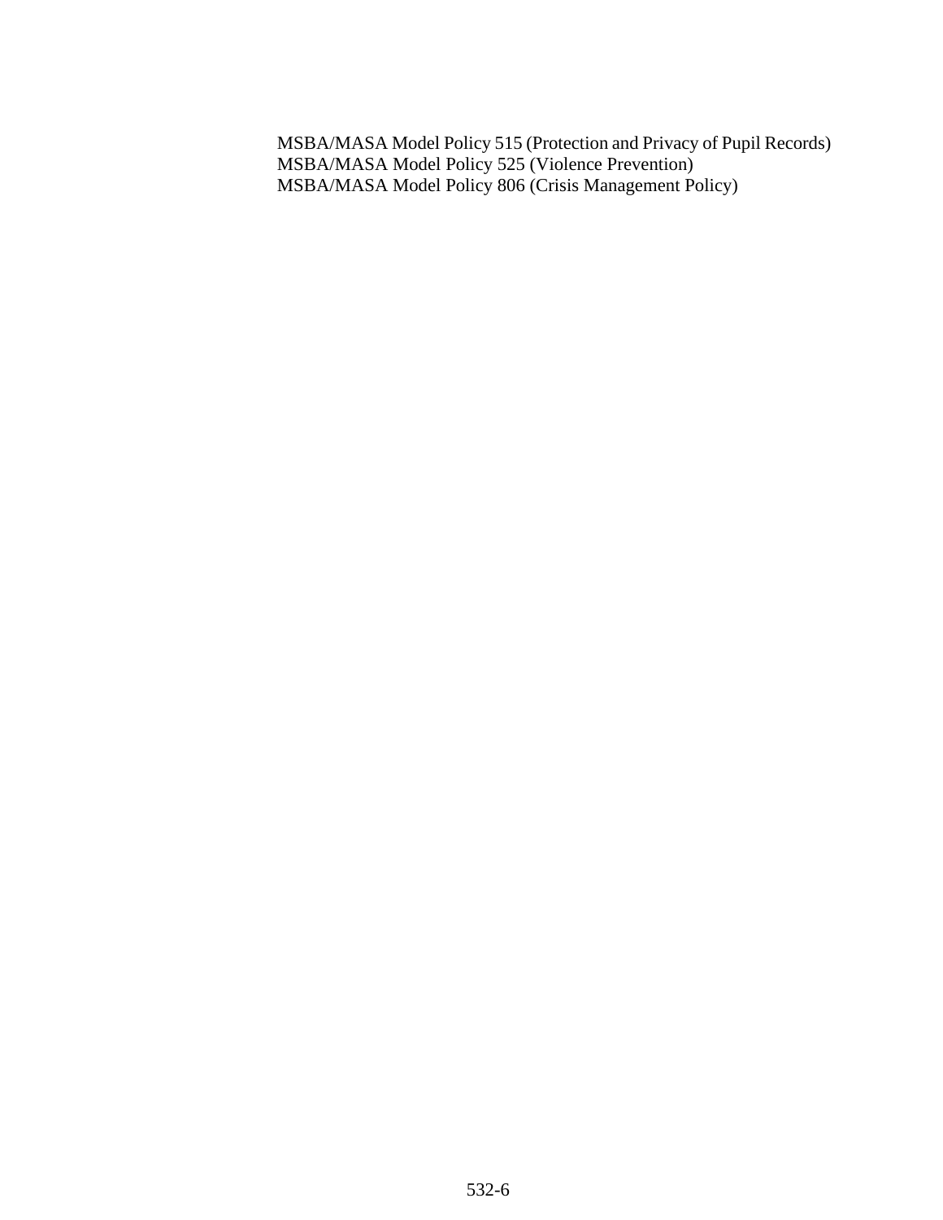MSBA/MASA Model Policy 515 (Protection and Privacy of Pupil Records)
MSBA/MASA Model Policy 525 (Violence Prevention)
MSBA/MASA Model Policy 806 (Crisis Management Policy)